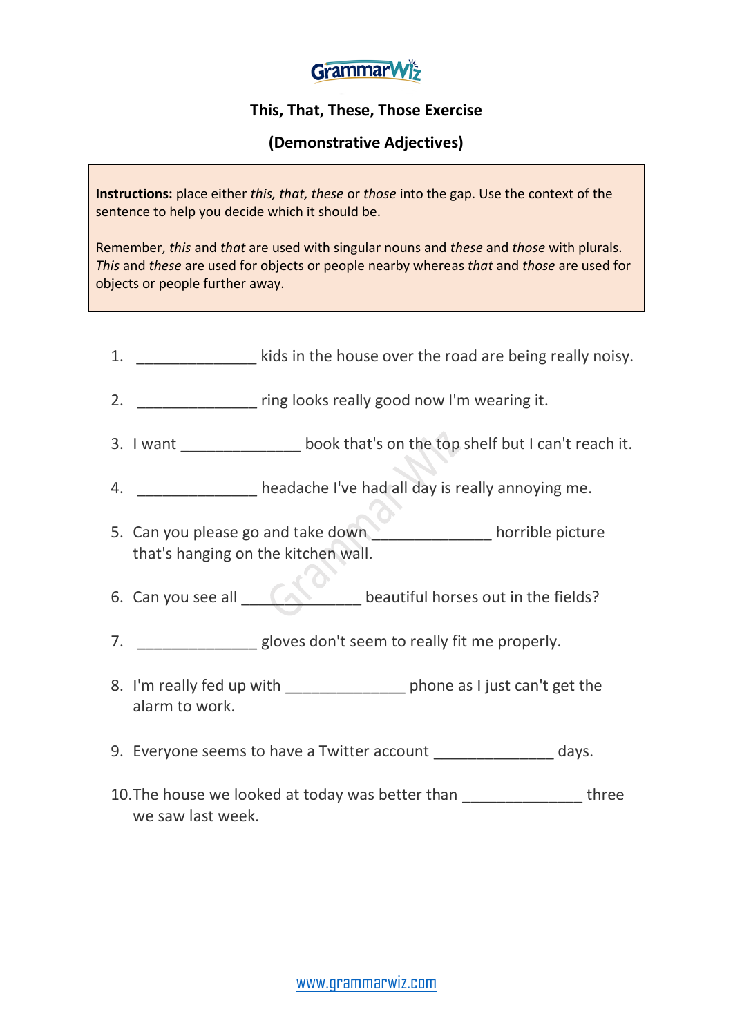GrammarWiz

## This, That, These, Those Exercise

## (Demonstrative Adjectives)

**Instructions:** place either *this, that, these* or *those* into the gap. Use the context of the sentence to help you decide which it should be.

Remember, *this* and *that* are used with singular nouns and *these* and *those* with plurals. *This* and *these* are used for objects or people nearby whereas *that* and *those* are used for objects or people further away.

1. ______________ kids in the house over the road are being really noisy.
2. ______________ ring looks really good now I'm wearing it.
3. I want ______________ book that's on the top shelf but I can't reach it.
4. ______________ headache I've had all day is really annoying me.
5. Can you please go and take down ______________ horrible picture that's hanging on the kitchen wall.
6. Can you see all ______________ beautiful horses out in the fields?
7. ______________ gloves don't seem to really fit me properly.
8. I'm really fed up with ______________ phone as I just can't get the alarm to work.
9. Everyone seems to have a Twitter account ______________ days.
10. The house we looked at today was better than ______________ three we saw last week.

www.grammarwiz.com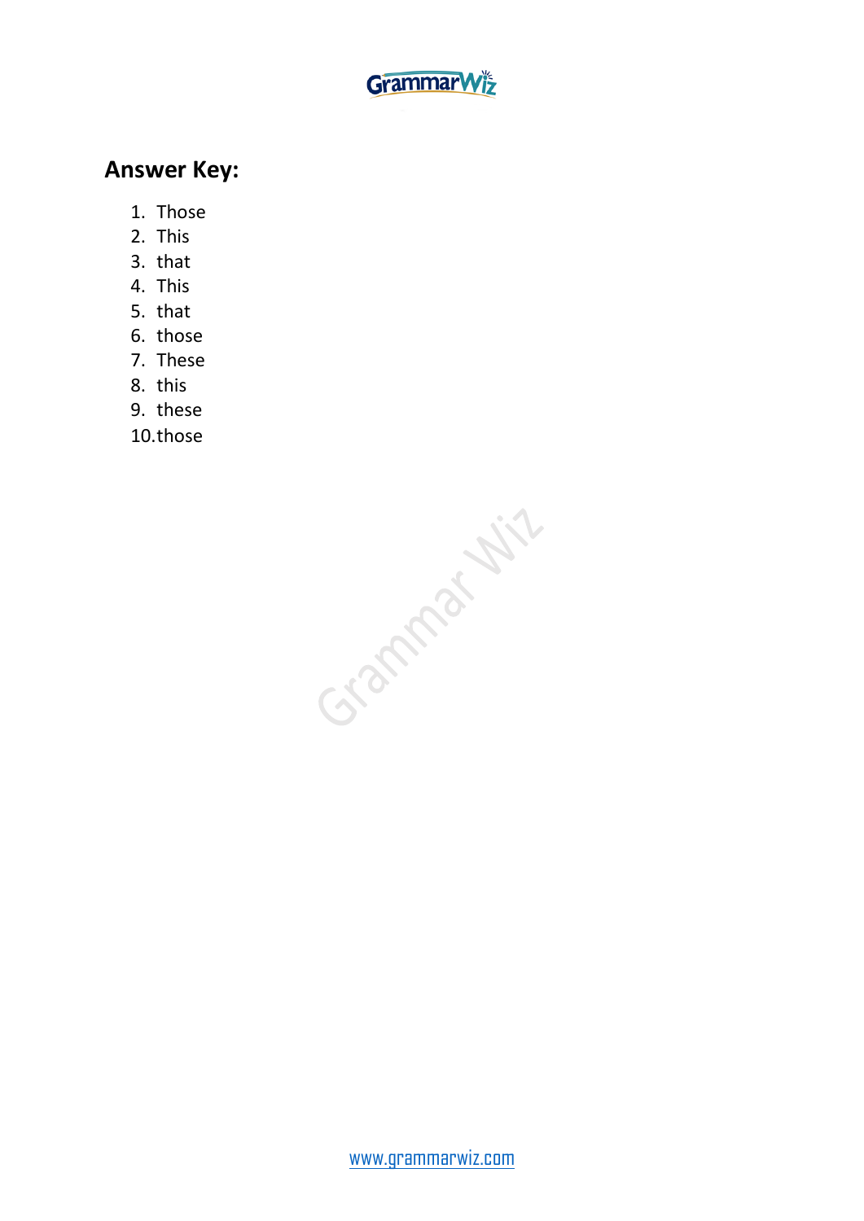## Answer Key:

1. Those
2. This
3. that
4. This
5. that
6. those
7. These
8. this
9. these
10. those